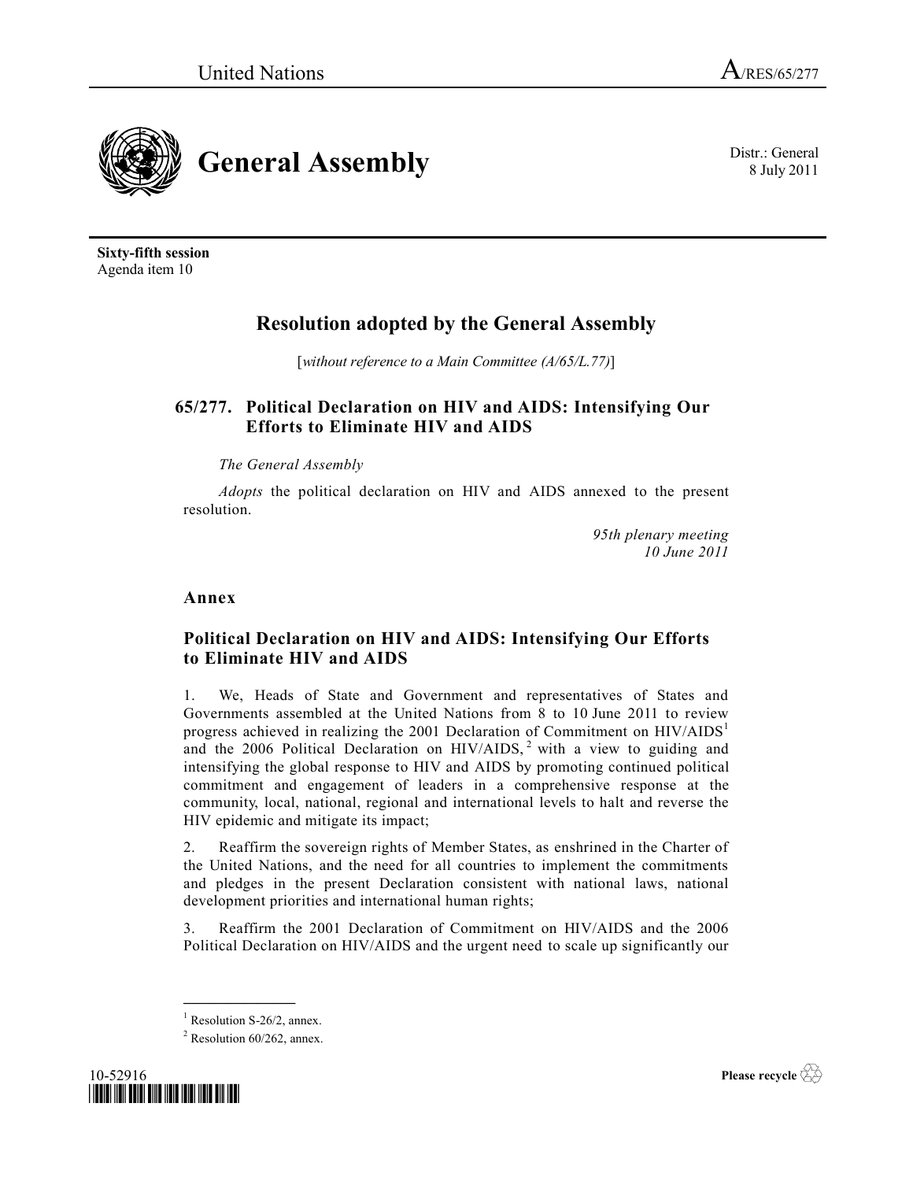United Nations A/RES/65/277

# General Assembly

Distr.: General
8 July 2011

**Sixty-fifth session**
Agenda item 10

## Resolution adopted by the General Assembly

[*without reference to a Main Committee (A/65/L.77)*]

### 65/277. Political Declaration on HIV and AIDS: Intensifying Our Efforts to Eliminate HIV and AIDS

*The General Assembly*

*Adopts* the political declaration on HIV and AIDS annexed to the present resolution.

*95th plenary meeting*
*10 June 2011*

## Annex

### Political Declaration on HIV and AIDS: Intensifying Our Efforts to Eliminate HIV and AIDS

1. We, Heads of State and Government and representatives of States and Governments assembled at the United Nations from 8 to 10 June 2011 to review progress achieved in realizing the 2001 Declaration of Commitment on HIV/AIDS[1] and the 2006 Political Declaration on HIV/AIDS,[2] with a view to guiding and intensifying the global response to HIV and AIDS by promoting continued political commitment and engagement of leaders in a comprehensive response at the community, local, national, regional and international levels to halt and reverse the HIV epidemic and mitigate its impact;

2. Reaffirm the sovereign rights of Member States, as enshrined in the Charter of the United Nations, and the need for all countries to implement the commitments and pledges in the present Declaration consistent with national laws, national development priorities and international human rights;

3. Reaffirm the 2001 Declaration of Commitment on HIV/AIDS and the 2006 Political Declaration on HIV/AIDS and the urgent need to scale up significantly our

---

[1] Resolution S-26/2, annex.

[2] Resolution 60/262, annex.

10-52916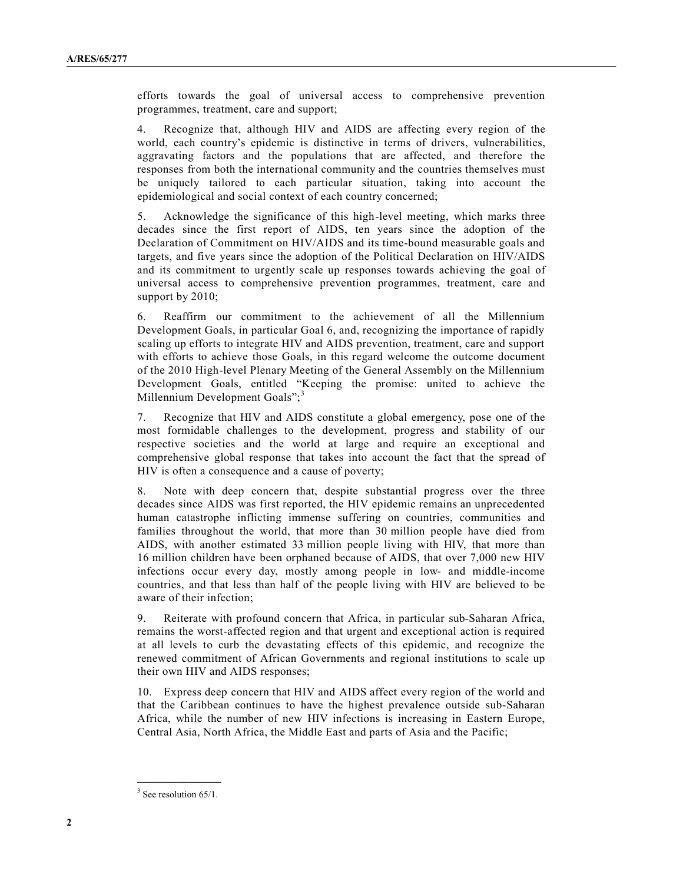efforts towards the goal of universal access to comprehensive prevention programmes, treatment, care and support;

4. Recognize that, although HIV and AIDS are affecting every region of the world, each country's epidemic is distinctive in terms of drivers, vulnerabilities, aggravating factors and the populations that are affected, and therefore the responses from both the international community and the countries themselves must be uniquely tailored to each particular situation, taking into account the epidemiological and social context of each country concerned;

5. Acknowledge the significance of this high-level meeting, which marks three decades since the first report of AIDS, ten years since the adoption of the Declaration of Commitment on HIV/AIDS and its time-bound measurable goals and targets, and five years since the adoption of the Political Declaration on HIV/AIDS and its commitment to urgently scale up responses towards achieving the goal of universal access to comprehensive prevention programmes, treatment, care and support by 2010;

6. Reaffirm our commitment to the achievement of all the Millennium Development Goals, in particular Goal 6, and, recognizing the importance of rapidly scaling up efforts to integrate HIV and AIDS prevention, treatment, care and support with efforts to achieve those Goals, in this regard welcome the outcome document of the 2010 High-level Plenary Meeting of the General Assembly on the Millennium Development Goals, entitled "Keeping the promise: united to achieve the Millennium Development Goals";[3]

7. Recognize that HIV and AIDS constitute a global emergency, pose one of the most formidable challenges to the development, progress and stability of our respective societies and the world at large and require an exceptional and comprehensive global response that takes into account the fact that the spread of HIV is often a consequence and a cause of poverty;

8. Note with deep concern that, despite substantial progress over the three decades since AIDS was first reported, the HIV epidemic remains an unprecedented human catastrophe inflicting immense suffering on countries, communities and families throughout the world, that more than 30 million people have died from AIDS, with another estimated 33 million people living with HIV, that more than 16 million children have been orphaned because of AIDS, that over 7,000 new HIV infections occur every day, mostly among people in low- and middle-income countries, and that less than half of the people living with HIV are believed to be aware of their infection;

9. Reiterate with profound concern that Africa, in particular sub-Saharan Africa, remains the worst-affected region and that urgent and exceptional action is required at all levels to curb the devastating effects of this epidemic, and recognize the renewed commitment of African Governments and regional institutions to scale up their own HIV and AIDS responses;

10. Express deep concern that HIV and AIDS affect every region of the world and that the Caribbean continues to have the highest prevalence outside sub-Saharan Africa, while the number of new HIV infections is increasing in Eastern Europe, Central Asia, North Africa, the Middle East and parts of Asia and the Pacific;

---

[3] See resolution 65/1.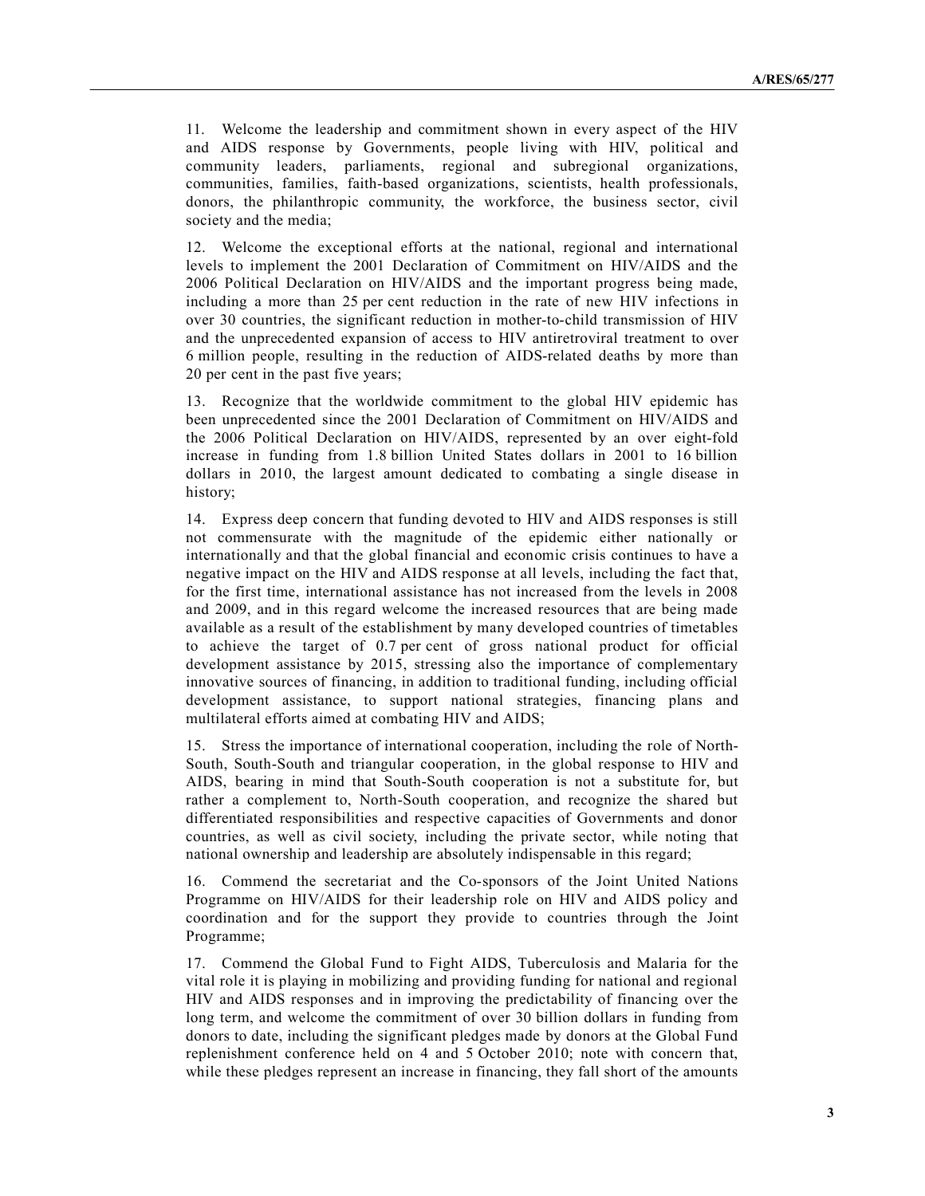11. Welcome the leadership and commitment shown in every aspect of the HIV and AIDS response by Governments, people living with HIV, political and community leaders, parliaments, regional and subregional organizations, communities, families, faith-based organizations, scientists, health professionals, donors, the philanthropic community, the workforce, the business sector, civil society and the media;

12. Welcome the exceptional efforts at the national, regional and international levels to implement the 2001 Declaration of Commitment on HIV/AIDS and the 2006 Political Declaration on HIV/AIDS and the important progress being made, including a more than 25 per cent reduction in the rate of new HIV infections in over 30 countries, the significant reduction in mother-to-child transmission of HIV and the unprecedented expansion of access to HIV antiretroviral treatment to over 6 million people, resulting in the reduction of AIDS-related deaths by more than 20 per cent in the past five years;

13. Recognize that the worldwide commitment to the global HIV epidemic has been unprecedented since the 2001 Declaration of Commitment on HIV/AIDS and the 2006 Political Declaration on HIV/AIDS, represented by an over eight-fold increase in funding from 1.8 billion United States dollars in 2001 to 16 billion dollars in 2010, the largest amount dedicated to combating a single disease in history;

14. Express deep concern that funding devoted to HIV and AIDS responses is still not commensurate with the magnitude of the epidemic either nationally or internationally and that the global financial and economic crisis continues to have a negative impact on the HIV and AIDS response at all levels, including the fact that, for the first time, international assistance has not increased from the levels in 2008 and 2009, and in this regard welcome the increased resources that are being made available as a result of the establishment by many developed countries of timetables to achieve the target of 0.7 per cent of gross national product for official development assistance by 2015, stressing also the importance of complementary innovative sources of financing, in addition to traditional funding, including official development assistance, to support national strategies, financing plans and multilateral efforts aimed at combating HIV and AIDS;

15. Stress the importance of international cooperation, including the role of North-South, South-South and triangular cooperation, in the global response to HIV and AIDS, bearing in mind that South-South cooperation is not a substitute for, but rather a complement to, North-South cooperation, and recognize the shared but differentiated responsibilities and respective capacities of Governments and donor countries, as well as civil society, including the private sector, while noting that national ownership and leadership are absolutely indispensable in this regard;

16. Commend the secretariat and the Co-sponsors of the Joint United Nations Programme on HIV/AIDS for their leadership role on HIV and AIDS policy and coordination and for the support they provide to countries through the Joint Programme;

17. Commend the Global Fund to Fight AIDS, Tuberculosis and Malaria for the vital role it is playing in mobilizing and providing funding for national and regional HIV and AIDS responses and in improving the predictability of financing over the long term, and welcome the commitment of over 30 billion dollars in funding from donors to date, including the significant pledges made by donors at the Global Fund replenishment conference held on 4 and 5 October 2010; note with concern that, while these pledges represent an increase in financing, they fall short of the amounts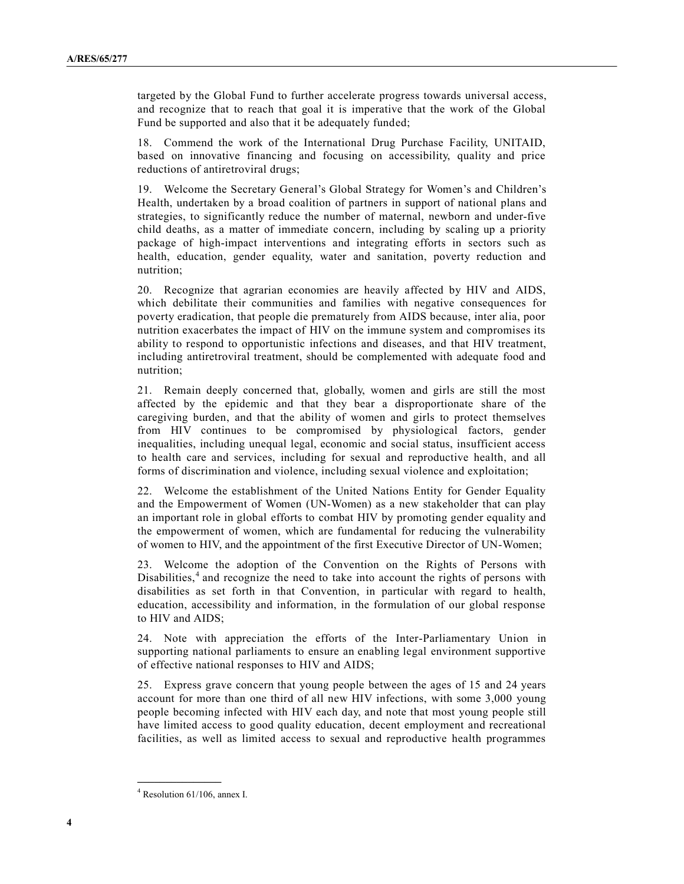targeted by the Global Fund to further accelerate progress towards universal access, and recognize that to reach that goal it is imperative that the work of the Global Fund be supported and also that it be adequately funded;

18. Commend the work of the International Drug Purchase Facility, UNITAID, based on innovative financing and focusing on accessibility, quality and price reductions of antiretroviral drugs;

19. Welcome the Secretary General's Global Strategy for Women's and Children's Health, undertaken by a broad coalition of partners in support of national plans and strategies, to significantly reduce the number of maternal, newborn and under-five child deaths, as a matter of immediate concern, including by scaling up a priority package of high-impact interventions and integrating efforts in sectors such as health, education, gender equality, water and sanitation, poverty reduction and nutrition;

20. Recognize that agrarian economies are heavily affected by HIV and AIDS, which debilitate their communities and families with negative consequences for poverty eradication, that people die prematurely from AIDS because, inter alia, poor nutrition exacerbates the impact of HIV on the immune system and compromises its ability to respond to opportunistic infections and diseases, and that HIV treatment, including antiretroviral treatment, should be complemented with adequate food and nutrition;

21. Remain deeply concerned that, globally, women and girls are still the most affected by the epidemic and that they bear a disproportionate share of the caregiving burden, and that the ability of women and girls to protect themselves from HIV continues to be compromised by physiological factors, gender inequalities, including unequal legal, economic and social status, insufficient access to health care and services, including for sexual and reproductive health, and all forms of discrimination and violence, including sexual violence and exploitation;

22. Welcome the establishment of the United Nations Entity for Gender Equality and the Empowerment of Women (UN-Women) as a new stakeholder that can play an important role in global efforts to combat HIV by promoting gender equality and the empowerment of women, which are fundamental for reducing the vulnerability of women to HIV, and the appointment of the first Executive Director of UN-Women;

23. Welcome the adoption of the Convention on the Rights of Persons with Disabilities,[4] and recognize the need to take into account the rights of persons with disabilities as set forth in that Convention, in particular with regard to health, education, accessibility and information, in the formulation of our global response to HIV and AIDS;

24. Note with appreciation the efforts of the Inter-Parliamentary Union in supporting national parliaments to ensure an enabling legal environment supportive of effective national responses to HIV and AIDS;

25. Express grave concern that young people between the ages of 15 and 24 years account for more than one third of all new HIV infections, with some 3,000 young people becoming infected with HIV each day, and note that most young people still have limited access to good quality education, decent employment and recreational facilities, as well as limited access to sexual and reproductive health programmes

---

[4] Resolution 61/106, annex I.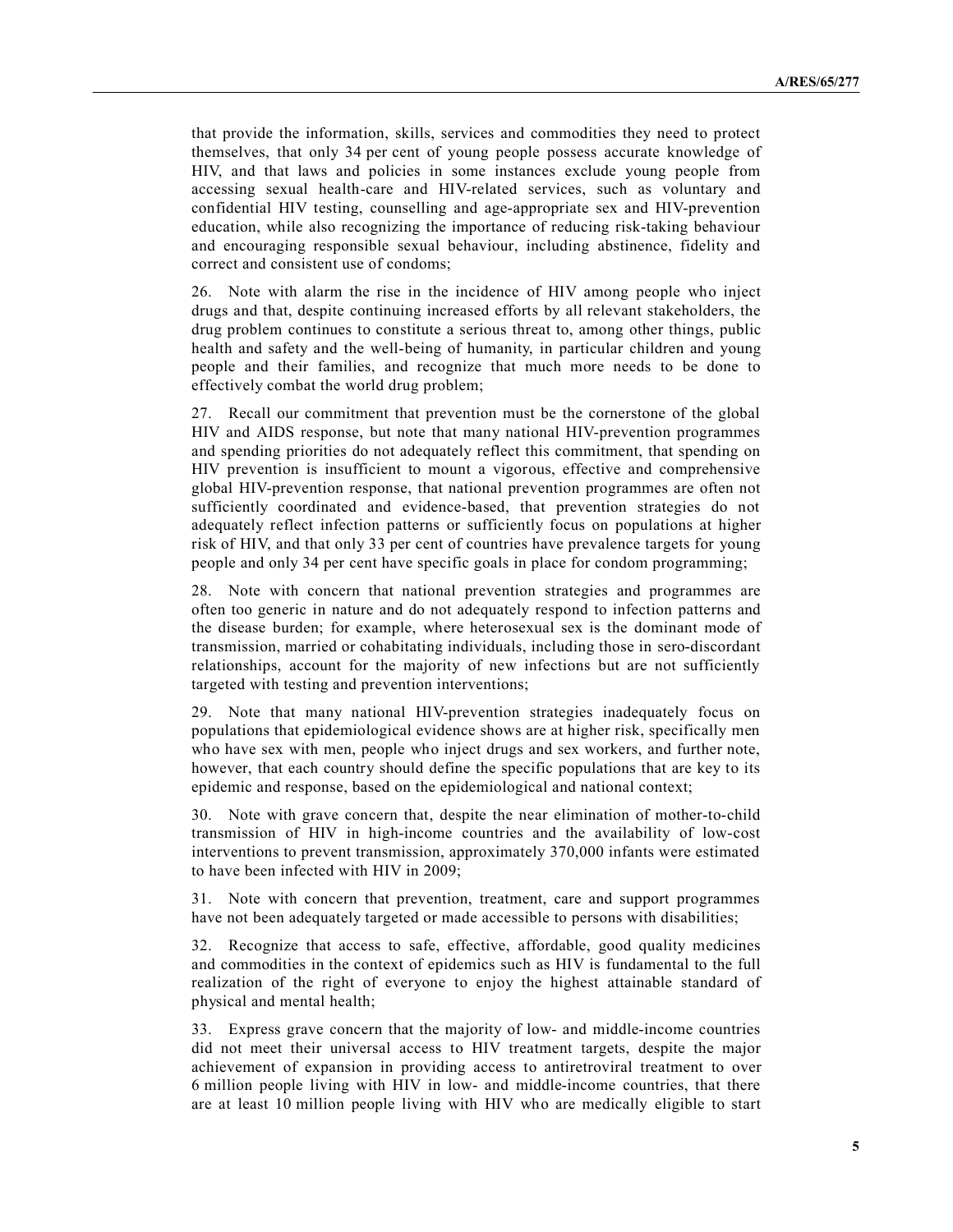that provide the information, skills, services and commodities they need to protect themselves, that only 34 per cent of young people possess accurate knowledge of HIV, and that laws and policies in some instances exclude young people from accessing sexual health-care and HIV-related services, such as voluntary and confidential HIV testing, counselling and age-appropriate sex and HIV-prevention education, while also recognizing the importance of reducing risk-taking behaviour and encouraging responsible sexual behaviour, including abstinence, fidelity and correct and consistent use of condoms;

26. Note with alarm the rise in the incidence of HIV among people who inject drugs and that, despite continuing increased efforts by all relevant stakeholders, the drug problem continues to constitute a serious threat to, among other things, public health and safety and the well-being of humanity, in particular children and young people and their families, and recognize that much more needs to be done to effectively combat the world drug problem;

27. Recall our commitment that prevention must be the cornerstone of the global HIV and AIDS response, but note that many national HIV-prevention programmes and spending priorities do not adequately reflect this commitment, that spending on HIV prevention is insufficient to mount a vigorous, effective and comprehensive global HIV-prevention response, that national prevention programmes are often not sufficiently coordinated and evidence-based, that prevention strategies do not adequately reflect infection patterns or sufficiently focus on populations at higher risk of HIV, and that only 33 per cent of countries have prevalence targets for young people and only 34 per cent have specific goals in place for condom programming;

28. Note with concern that national prevention strategies and programmes are often too generic in nature and do not adequately respond to infection patterns and the disease burden; for example, where heterosexual sex is the dominant mode of transmission, married or cohabitating individuals, including those in sero-discordant relationships, account for the majority of new infections but are not sufficiently targeted with testing and prevention interventions;

29. Note that many national HIV-prevention strategies inadequately focus on populations that epidemiological evidence shows are at higher risk, specifically men who have sex with men, people who inject drugs and sex workers, and further note, however, that each country should define the specific populations that are key to its epidemic and response, based on the epidemiological and national context;

30. Note with grave concern that, despite the near elimination of mother-to-child transmission of HIV in high-income countries and the availability of low-cost interventions to prevent transmission, approximately 370,000 infants were estimated to have been infected with HIV in 2009;

31. Note with concern that prevention, treatment, care and support programmes have not been adequately targeted or made accessible to persons with disabilities;

32. Recognize that access to safe, effective, affordable, good quality medicines and commodities in the context of epidemics such as HIV is fundamental to the full realization of the right of everyone to enjoy the highest attainable standard of physical and mental health;

33. Express grave concern that the majority of low- and middle-income countries did not meet their universal access to HIV treatment targets, despite the major achievement of expansion in providing access to antiretroviral treatment to over 6 million people living with HIV in low- and middle-income countries, that there are at least 10 million people living with HIV who are medically eligible to start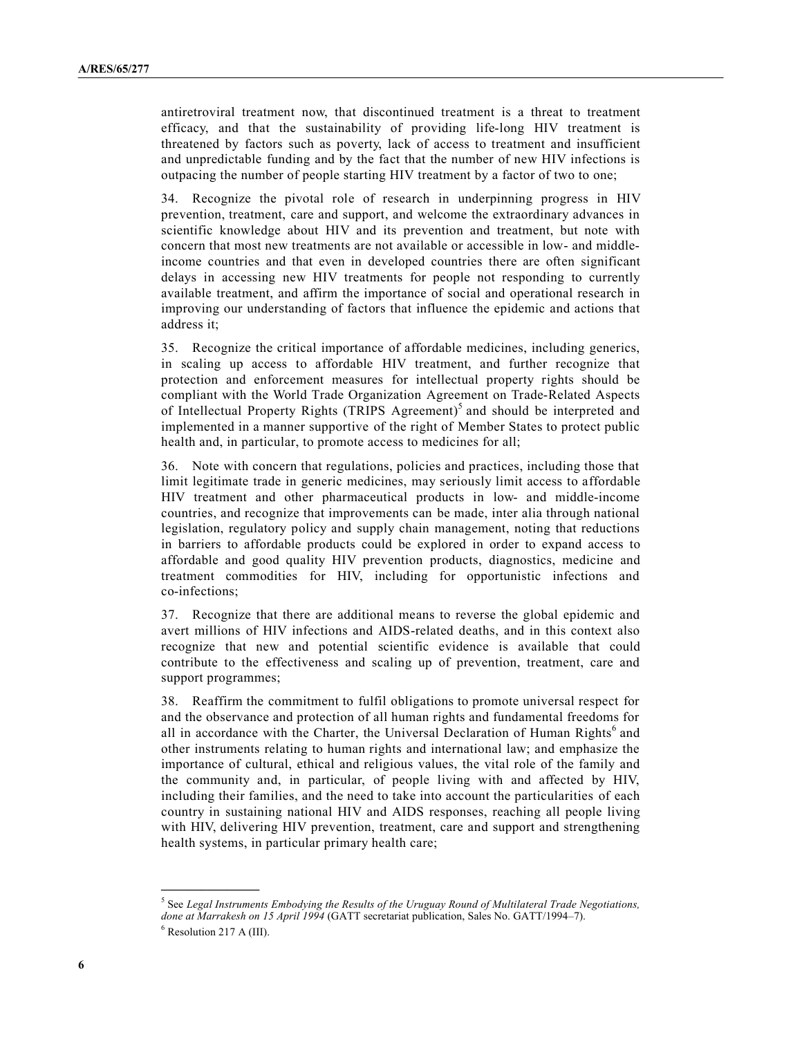antiretroviral treatment now, that discontinued treatment is a threat to treatment efficacy, and that the sustainability of providing life-long HIV treatment is threatened by factors such as poverty, lack of access to treatment and insufficient and unpredictable funding and by the fact that the number of new HIV infections is outpacing the number of people starting HIV treatment by a factor of two to one;

34. Recognize the pivotal role of research in underpinning progress in HIV prevention, treatment, care and support, and welcome the extraordinary advances in scientific knowledge about HIV and its prevention and treatment, but note with concern that most new treatments are not available or accessible in low- and middle-income countries and that even in developed countries there are often significant delays in accessing new HIV treatments for people not responding to currently available treatment, and affirm the importance of social and operational research in improving our understanding of factors that influence the epidemic and actions that address it;

35. Recognize the critical importance of affordable medicines, including generics, in scaling up access to affordable HIV treatment, and further recognize that protection and enforcement measures for intellectual property rights should be compliant with the World Trade Organization Agreement on Trade-Related Aspects of Intellectual Property Rights (TRIPS Agreement)[5] and should be interpreted and implemented in a manner supportive of the right of Member States to protect public health and, in particular, to promote access to medicines for all;

36. Note with concern that regulations, policies and practices, including those that limit legitimate trade in generic medicines, may seriously limit access to affordable HIV treatment and other pharmaceutical products in low- and middle-income countries, and recognize that improvements can be made, inter alia through national legislation, regulatory policy and supply chain management, noting that reductions in barriers to affordable products could be explored in order to expand access to affordable and good quality HIV prevention products, diagnostics, medicine and treatment commodities for HIV, including for opportunistic infections and co-infections;

37. Recognize that there are additional means to reverse the global epidemic and avert millions of HIV infections and AIDS-related deaths, and in this context also recognize that new and potential scientific evidence is available that could contribute to the effectiveness and scaling up of prevention, treatment, care and support programmes;

38. Reaffirm the commitment to fulfil obligations to promote universal respect for and the observance and protection of all human rights and fundamental freedoms for all in accordance with the Charter, the Universal Declaration of Human Rights[6] and other instruments relating to human rights and international law; and emphasize the importance of cultural, ethical and religious values, the vital role of the family and the community and, in particular, of people living with and affected by HIV, including their families, and the need to take into account the particularities of each country in sustaining national HIV and AIDS responses, reaching all people living with HIV, delivering HIV prevention, treatment, care and support and strengthening health systems, in particular primary health care;

---

[5] See *Legal Instruments Embodying the Results of the Uruguay Round of Multilateral Trade Negotiations, done at Marrakesh on 15 April 1994* (GATT secretariat publication, Sales No. GATT/1994–7).

[6] Resolution 217 A (III).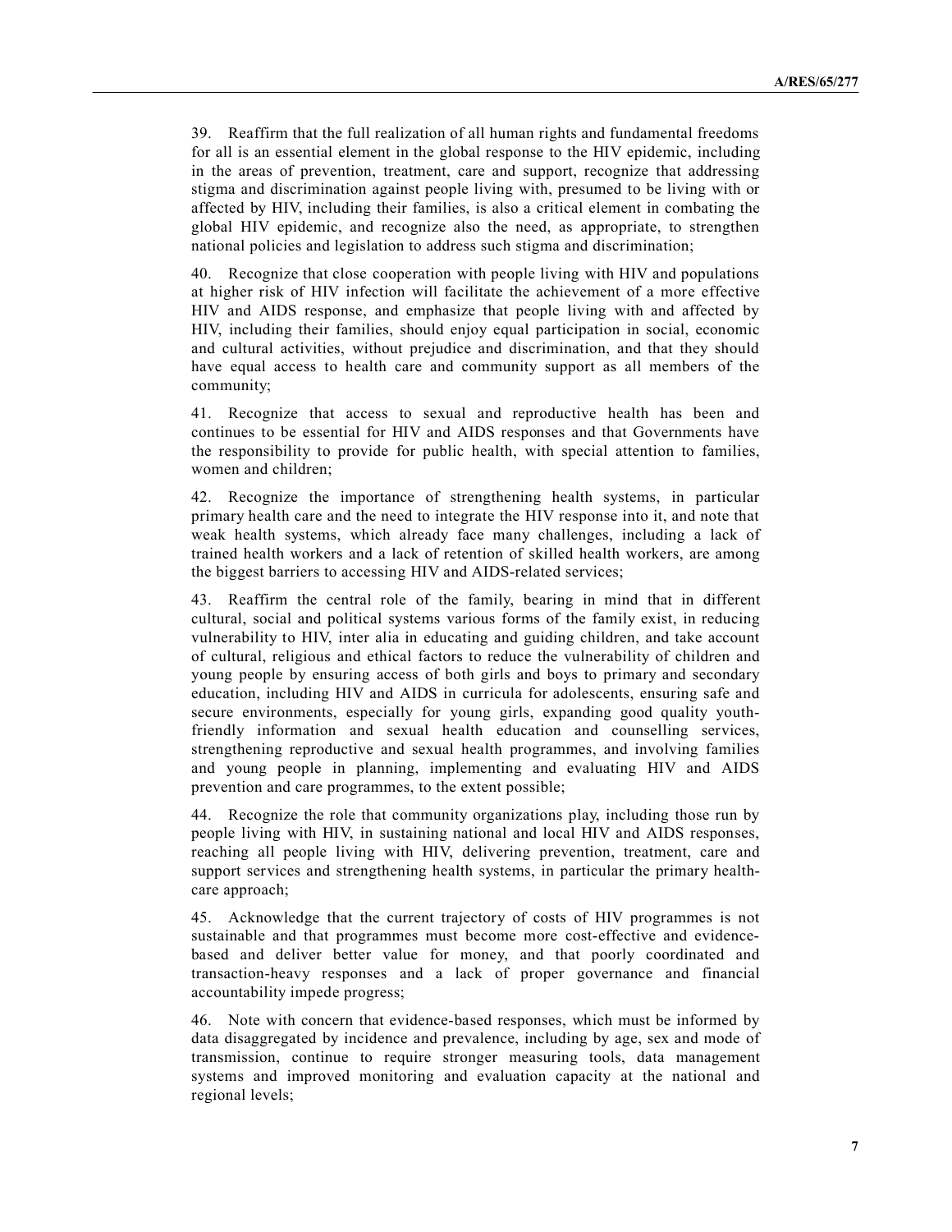39. Reaffirm that the full realization of all human rights and fundamental freedoms for all is an essential element in the global response to the HIV epidemic, including in the areas of prevention, treatment, care and support, recognize that addressing stigma and discrimination against people living with, presumed to be living with or affected by HIV, including their families, is also a critical element in combating the global HIV epidemic, and recognize also the need, as appropriate, to strengthen national policies and legislation to address such stigma and discrimination;

40. Recognize that close cooperation with people living with HIV and populations at higher risk of HIV infection will facilitate the achievement of a more effective HIV and AIDS response, and emphasize that people living with and affected by HIV, including their families, should enjoy equal participation in social, economic and cultural activities, without prejudice and discrimination, and that they should have equal access to health care and community support as all members of the community;

41. Recognize that access to sexual and reproductive health has been and continues to be essential for HIV and AIDS responses and that Governments have the responsibility to provide for public health, with special attention to families, women and children;

42. Recognize the importance of strengthening health systems, in particular primary health care and the need to integrate the HIV response into it, and note that weak health systems, which already face many challenges, including a lack of trained health workers and a lack of retention of skilled health workers, are among the biggest barriers to accessing HIV and AIDS-related services;

43. Reaffirm the central role of the family, bearing in mind that in different cultural, social and political systems various forms of the family exist, in reducing vulnerability to HIV, inter alia in educating and guiding children, and take account of cultural, religious and ethical factors to reduce the vulnerability of children and young people by ensuring access of both girls and boys to primary and secondary education, including HIV and AIDS in curricula for adolescents, ensuring safe and secure environments, especially for young girls, expanding good quality youth-friendly information and sexual health education and counselling services, strengthening reproductive and sexual health programmes, and involving families and young people in planning, implementing and evaluating HIV and AIDS prevention and care programmes, to the extent possible;

44. Recognize the role that community organizations play, including those run by people living with HIV, in sustaining national and local HIV and AIDS responses, reaching all people living with HIV, delivering prevention, treatment, care and support services and strengthening health systems, in particular the primary health-care approach;

45. Acknowledge that the current trajectory of costs of HIV programmes is not sustainable and that programmes must become more cost-effective and evidence-based and deliver better value for money, and that poorly coordinated and transaction-heavy responses and a lack of proper governance and financial accountability impede progress;

46. Note with concern that evidence-based responses, which must be informed by data disaggregated by incidence and prevalence, including by age, sex and mode of transmission, continue to require stronger measuring tools, data management systems and improved monitoring and evaluation capacity at the national and regional levels;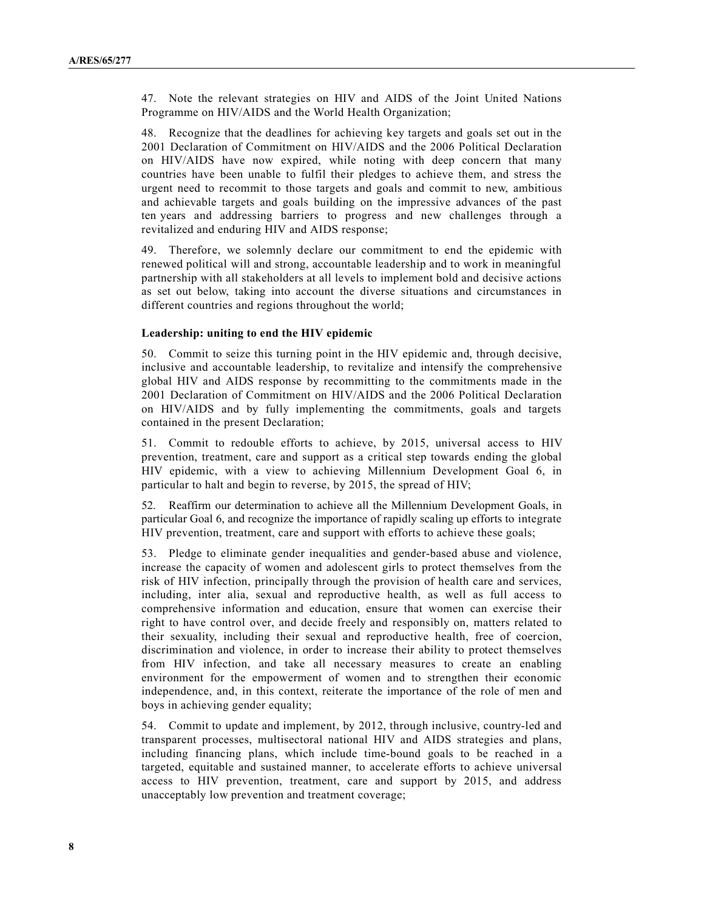47. Note the relevant strategies on HIV and AIDS of the Joint United Nations Programme on HIV/AIDS and the World Health Organization;

48. Recognize that the deadlines for achieving key targets and goals set out in the 2001 Declaration of Commitment on HIV/AIDS and the 2006 Political Declaration on HIV/AIDS have now expired, while noting with deep concern that many countries have been unable to fulfil their pledges to achieve them, and stress the urgent need to recommit to those targets and goals and commit to new, ambitious and achievable targets and goals building on the impressive advances of the past ten years and addressing barriers to progress and new challenges through a revitalized and enduring HIV and AIDS response;

49. Therefore, we solemnly declare our commitment to end the epidemic with renewed political will and strong, accountable leadership and to work in meaningful partnership with all stakeholders at all levels to implement bold and decisive actions as set out below, taking into account the diverse situations and circumstances in different countries and regions throughout the world;

**Leadership: uniting to end the HIV epidemic**

50. Commit to seize this turning point in the HIV epidemic and, through decisive, inclusive and accountable leadership, to revitalize and intensify the comprehensive global HIV and AIDS response by recommitting to the commitments made in the 2001 Declaration of Commitment on HIV/AIDS and the 2006 Political Declaration on HIV/AIDS and by fully implementing the commitments, goals and targets contained in the present Declaration;

51. Commit to redouble efforts to achieve, by 2015, universal access to HIV prevention, treatment, care and support as a critical step towards ending the global HIV epidemic, with a view to achieving Millennium Development Goal 6, in particular to halt and begin to reverse, by 2015, the spread of HIV;

52. Reaffirm our determination to achieve all the Millennium Development Goals, in particular Goal 6, and recognize the importance of rapidly scaling up efforts to integrate HIV prevention, treatment, care and support with efforts to achieve these goals;

53. Pledge to eliminate gender inequalities and gender-based abuse and violence, increase the capacity of women and adolescent girls to protect themselves from the risk of HIV infection, principally through the provision of health care and services, including, inter alia, sexual and reproductive health, as well as full access to comprehensive information and education, ensure that women can exercise their right to have control over, and decide freely and responsibly on, matters related to their sexuality, including their sexual and reproductive health, free of coercion, discrimination and violence, in order to increase their ability to protect themselves from HIV infection, and take all necessary measures to create an enabling environment for the empowerment of women and to strengthen their economic independence, and, in this context, reiterate the importance of the role of men and boys in achieving gender equality;

54. Commit to update and implement, by 2012, through inclusive, country-led and transparent processes, multisectoral national HIV and AIDS strategies and plans, including financing plans, which include time-bound goals to be reached in a targeted, equitable and sustained manner, to accelerate efforts to achieve universal access to HIV prevention, treatment, care and support by 2015, and address unacceptably low prevention and treatment coverage;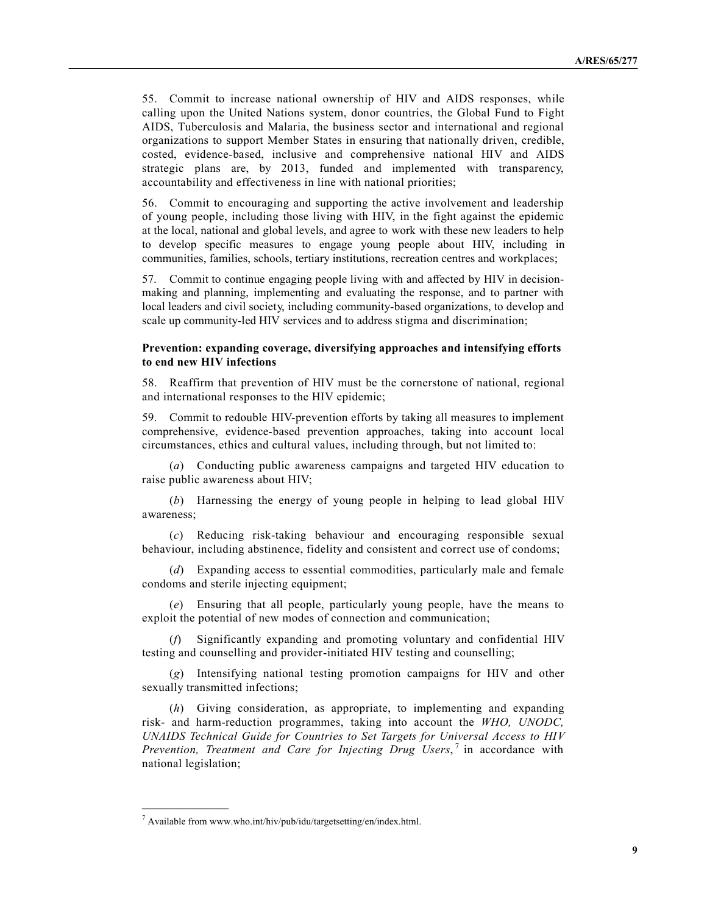55. Commit to increase national ownership of HIV and AIDS responses, while calling upon the United Nations system, donor countries, the Global Fund to Fight AIDS, Tuberculosis and Malaria, the business sector and international and regional organizations to support Member States in ensuring that nationally driven, credible, costed, evidence-based, inclusive and comprehensive national HIV and AIDS strategic plans are, by 2013, funded and implemented with transparency, accountability and effectiveness in line with national priorities;

56. Commit to encouraging and supporting the active involvement and leadership of young people, including those living with HIV, in the fight against the epidemic at the local, national and global levels, and agree to work with these new leaders to help to develop specific measures to engage young people about HIV, including in communities, families, schools, tertiary institutions, recreation centres and workplaces;

57. Commit to continue engaging people living with and affected by HIV in decision-making and planning, implementing and evaluating the response, and to partner with local leaders and civil society, including community-based organizations, to develop and scale up community-led HIV services and to address stigma and discrimination;

**Prevention: expanding coverage, diversifying approaches and intensifying efforts to end new HIV infections**

58. Reaffirm that prevention of HIV must be the cornerstone of national, regional and international responses to the HIV epidemic;

59. Commit to redouble HIV-prevention efforts by taking all measures to implement comprehensive, evidence-based prevention approaches, taking into account local circumstances, ethics and cultural values, including through, but not limited to:

(*a*) Conducting public awareness campaigns and targeted HIV education to raise public awareness about HIV;

(*b*) Harnessing the energy of young people in helping to lead global HIV awareness;

(*c*) Reducing risk-taking behaviour and encouraging responsible sexual behaviour, including abstinence, fidelity and consistent and correct use of condoms;

(*d*) Expanding access to essential commodities, particularly male and female condoms and sterile injecting equipment;

(*e*) Ensuring that all people, particularly young people, have the means to exploit the potential of new modes of connection and communication;

(*f*) Significantly expanding and promoting voluntary and confidential HIV testing and counselling and provider-initiated HIV testing and counselling;

(*g*) Intensifying national testing promotion campaigns for HIV and other sexually transmitted infections;

(*h*) Giving consideration, as appropriate, to implementing and expanding risk- and harm-reduction programmes, taking into account the *WHO, UNODC, UNAIDS Technical Guide for Countries to Set Targets for Universal Access to HIV Prevention, Treatment and Care for Injecting Drug Users*,[7] in accordance with national legislation;

---

[7] Available from www.who.int/hiv/pub/idu/targetsetting/en/index.html.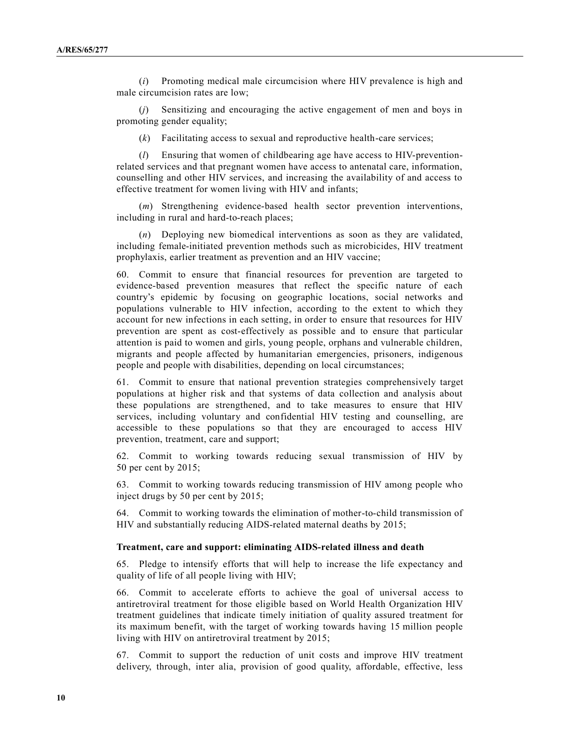(*i*) Promoting medical male circumcision where HIV prevalence is high and male circumcision rates are low;

(*j*) Sensitizing and encouraging the active engagement of men and boys in promoting gender equality;

(*k*) Facilitating access to sexual and reproductive health-care services;

(*l*) Ensuring that women of childbearing age have access to HIV-prevention-related services and that pregnant women have access to antenatal care, information, counselling and other HIV services, and increasing the availability of and access to effective treatment for women living with HIV and infants;

(*m*) Strengthening evidence-based health sector prevention interventions, including in rural and hard-to-reach places;

(*n*) Deploying new biomedical interventions as soon as they are validated, including female-initiated prevention methods such as microbicides, HIV treatment prophylaxis, earlier treatment as prevention and an HIV vaccine;

60. Commit to ensure that financial resources for prevention are targeted to evidence-based prevention measures that reflect the specific nature of each country's epidemic by focusing on geographic locations, social networks and populations vulnerable to HIV infection, according to the extent to which they account for new infections in each setting, in order to ensure that resources for HIV prevention are spent as cost-effectively as possible and to ensure that particular attention is paid to women and girls, young people, orphans and vulnerable children, migrants and people affected by humanitarian emergencies, prisoners, indigenous people and people with disabilities, depending on local circumstances;

61. Commit to ensure that national prevention strategies comprehensively target populations at higher risk and that systems of data collection and analysis about these populations are strengthened, and to take measures to ensure that HIV services, including voluntary and confidential HIV testing and counselling, are accessible to these populations so that they are encouraged to access HIV prevention, treatment, care and support;

62. Commit to working towards reducing sexual transmission of HIV by 50 per cent by 2015;

63. Commit to working towards reducing transmission of HIV among people who inject drugs by 50 per cent by 2015;

64. Commit to working towards the elimination of mother-to-child transmission of HIV and substantially reducing AIDS-related maternal deaths by 2015;

**Treatment, care and support: eliminating AIDS-related illness and death**

65. Pledge to intensify efforts that will help to increase the life expectancy and quality of life of all people living with HIV;

66. Commit to accelerate efforts to achieve the goal of universal access to antiretroviral treatment for those eligible based on World Health Organization HIV treatment guidelines that indicate timely initiation of quality assured treatment for its maximum benefit, with the target of working towards having 15 million people living with HIV on antiretroviral treatment by 2015;

67. Commit to support the reduction of unit costs and improve HIV treatment delivery, through, inter alia, provision of good quality, affordable, effective, less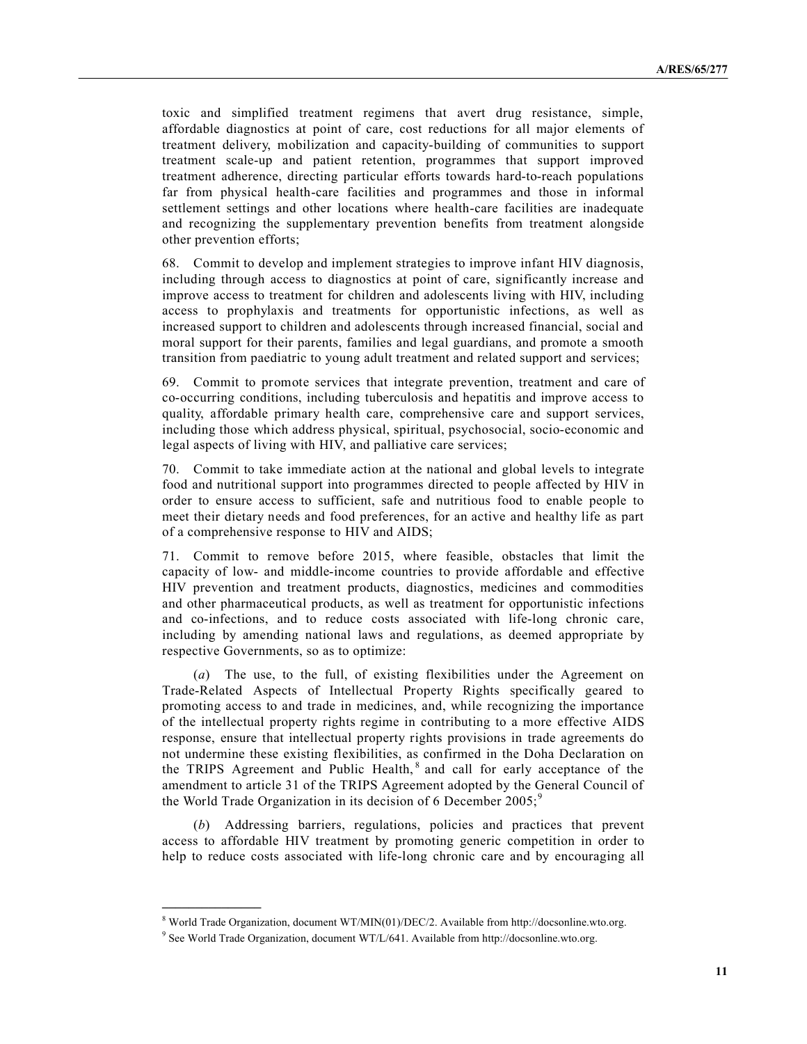toxic and simplified treatment regimens that avert drug resistance, simple, affordable diagnostics at point of care, cost reductions for all major elements of treatment delivery, mobilization and capacity-building of communities to support treatment scale-up and patient retention, programmes that support improved treatment adherence, directing particular efforts towards hard-to-reach populations far from physical health-care facilities and programmes and those in informal settlement settings and other locations where health-care facilities are inadequate and recognizing the supplementary prevention benefits from treatment alongside other prevention efforts;

68. Commit to develop and implement strategies to improve infant HIV diagnosis, including through access to diagnostics at point of care, significantly increase and improve access to treatment for children and adolescents living with HIV, including access to prophylaxis and treatments for opportunistic infections, as well as increased support to children and adolescents through increased financial, social and moral support for their parents, families and legal guardians, and promote a smooth transition from paediatric to young adult treatment and related support and services;

69. Commit to promote services that integrate prevention, treatment and care of co-occurring conditions, including tuberculosis and hepatitis and improve access to quality, affordable primary health care, comprehensive care and support services, including those which address physical, spiritual, psychosocial, socio-economic and legal aspects of living with HIV, and palliative care services;

70. Commit to take immediate action at the national and global levels to integrate food and nutritional support into programmes directed to people affected by HIV in order to ensure access to sufficient, safe and nutritious food to enable people to meet their dietary needs and food preferences, for an active and healthy life as part of a comprehensive response to HIV and AIDS;

71. Commit to remove before 2015, where feasible, obstacles that limit the capacity of low- and middle-income countries to provide affordable and effective HIV prevention and treatment products, diagnostics, medicines and commodities and other pharmaceutical products, as well as treatment for opportunistic infections and co-infections, and to reduce costs associated with life-long chronic care, including by amending national laws and regulations, as deemed appropriate by respective Governments, so as to optimize:

(*a*) The use, to the full, of existing flexibilities under the Agreement on Trade-Related Aspects of Intellectual Property Rights specifically geared to promoting access to and trade in medicines, and, while recognizing the importance of the intellectual property rights regime in contributing to a more effective AIDS response, ensure that intellectual property rights provisions in trade agreements do not undermine these existing flexibilities, as confirmed in the Doha Declaration on the TRIPS Agreement and Public Health,[8] and call for early acceptance of the amendment to article 31 of the TRIPS Agreement adopted by the General Council of the World Trade Organization in its decision of 6 December 2005;[9]

(*b*) Addressing barriers, regulations, policies and practices that prevent access to affordable HIV treatment by promoting generic competition in order to help to reduce costs associated with life-long chronic care and by encouraging all

---

[8] World Trade Organization, document WT/MIN(01)/DEC/2. Available from http://docsonline.wto.org.

[9] See World Trade Organization, document WT/L/641. Available from http://docsonline.wto.org.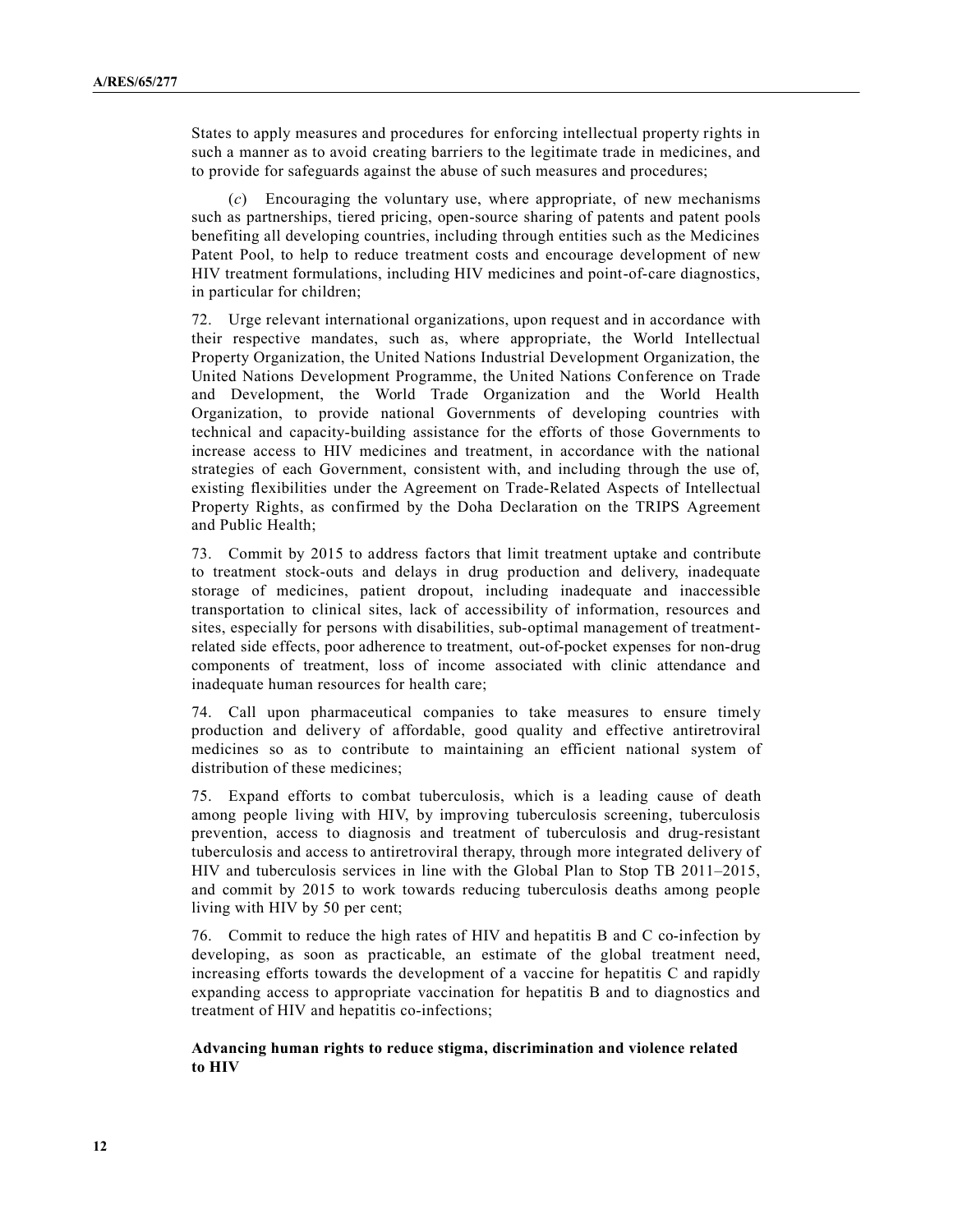States to apply measures and procedures for enforcing intellectual property rights in such a manner as to avoid creating barriers to the legitimate trade in medicines, and to provide for safeguards against the abuse of such measures and procedures;

(*c*) Encouraging the voluntary use, where appropriate, of new mechanisms such as partnerships, tiered pricing, open-source sharing of patents and patent pools benefiting all developing countries, including through entities such as the Medicines Patent Pool, to help to reduce treatment costs and encourage development of new HIV treatment formulations, including HIV medicines and point-of-care diagnostics, in particular for children;

72. Urge relevant international organizations, upon request and in accordance with their respective mandates, such as, where appropriate, the World Intellectual Property Organization, the United Nations Industrial Development Organization, the United Nations Development Programme, the United Nations Conference on Trade and Development, the World Trade Organization and the World Health Organization, to provide national Governments of developing countries with technical and capacity-building assistance for the efforts of those Governments to increase access to HIV medicines and treatment, in accordance with the national strategies of each Government, consistent with, and including through the use of, existing flexibilities under the Agreement on Trade-Related Aspects of Intellectual Property Rights, as confirmed by the Doha Declaration on the TRIPS Agreement and Public Health;

73. Commit by 2015 to address factors that limit treatment uptake and contribute to treatment stock-outs and delays in drug production and delivery, inadequate storage of medicines, patient dropout, including inadequate and inaccessible transportation to clinical sites, lack of accessibility of information, resources and sites, especially for persons with disabilities, sub-optimal management of treatment-related side effects, poor adherence to treatment, out-of-pocket expenses for non-drug components of treatment, loss of income associated with clinic attendance and inadequate human resources for health care;

74. Call upon pharmaceutical companies to take measures to ensure timely production and delivery of affordable, good quality and effective antiretroviral medicines so as to contribute to maintaining an efficient national system of distribution of these medicines;

75. Expand efforts to combat tuberculosis, which is a leading cause of death among people living with HIV, by improving tuberculosis screening, tuberculosis prevention, access to diagnosis and treatment of tuberculosis and drug-resistant tuberculosis and access to antiretroviral therapy, through more integrated delivery of HIV and tuberculosis services in line with the Global Plan to Stop TB 2011–2015, and commit by 2015 to work towards reducing tuberculosis deaths among people living with HIV by 50 per cent;

76. Commit to reduce the high rates of HIV and hepatitis B and C co-infection by developing, as soon as practicable, an estimate of the global treatment need, increasing efforts towards the development of a vaccine for hepatitis C and rapidly expanding access to appropriate vaccination for hepatitis B and to diagnostics and treatment of HIV and hepatitis co-infections;

**Advancing human rights to reduce stigma, discrimination and violence related to HIV**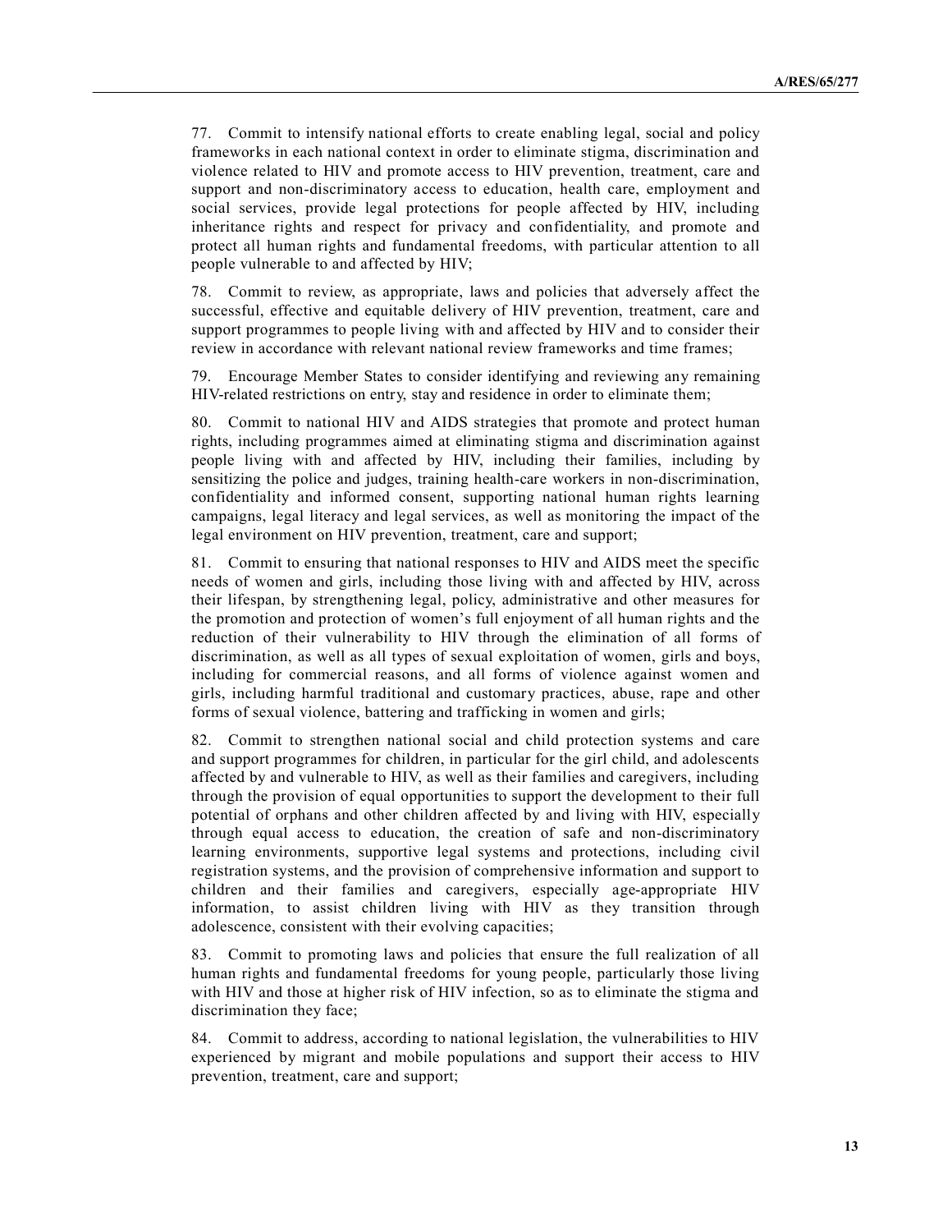77. Commit to intensify national efforts to create enabling legal, social and policy frameworks in each national context in order to eliminate stigma, discrimination and violence related to HIV and promote access to HIV prevention, treatment, care and support and non-discriminatory access to education, health care, employment and social services, provide legal protections for people affected by HIV, including inheritance rights and respect for privacy and confidentiality, and promote and protect all human rights and fundamental freedoms, with particular attention to all people vulnerable to and affected by HIV;

78. Commit to review, as appropriate, laws and policies that adversely affect the successful, effective and equitable delivery of HIV prevention, treatment, care and support programmes to people living with and affected by HIV and to consider their review in accordance with relevant national review frameworks and time frames;

79. Encourage Member States to consider identifying and reviewing any remaining HIV-related restrictions on entry, stay and residence in order to eliminate them;

80. Commit to national HIV and AIDS strategies that promote and protect human rights, including programmes aimed at eliminating stigma and discrimination against people living with and affected by HIV, including their families, including by sensitizing the police and judges, training health-care workers in non-discrimination, confidentiality and informed consent, supporting national human rights learning campaigns, legal literacy and legal services, as well as monitoring the impact of the legal environment on HIV prevention, treatment, care and support;

81. Commit to ensuring that national responses to HIV and AIDS meet the specific needs of women and girls, including those living with and affected by HIV, across their lifespan, by strengthening legal, policy, administrative and other measures for the promotion and protection of women's full enjoyment of all human rights and the reduction of their vulnerability to HIV through the elimination of all forms of discrimination, as well as all types of sexual exploitation of women, girls and boys, including for commercial reasons, and all forms of violence against women and girls, including harmful traditional and customary practices, abuse, rape and other forms of sexual violence, battering and trafficking in women and girls;

82. Commit to strengthen national social and child protection systems and care and support programmes for children, in particular for the girl child, and adolescents affected by and vulnerable to HIV, as well as their families and caregivers, including through the provision of equal opportunities to support the development to their full potential of orphans and other children affected by and living with HIV, especially through equal access to education, the creation of safe and non-discriminatory learning environments, supportive legal systems and protections, including civil registration systems, and the provision of comprehensive information and support to children and their families and caregivers, especially age-appropriate HIV information, to assist children living with HIV as they transition through adolescence, consistent with their evolving capacities;

83. Commit to promoting laws and policies that ensure the full realization of all human rights and fundamental freedoms for young people, particularly those living with HIV and those at higher risk of HIV infection, so as to eliminate the stigma and discrimination they face;

84. Commit to address, according to national legislation, the vulnerabilities to HIV experienced by migrant and mobile populations and support their access to HIV prevention, treatment, care and support;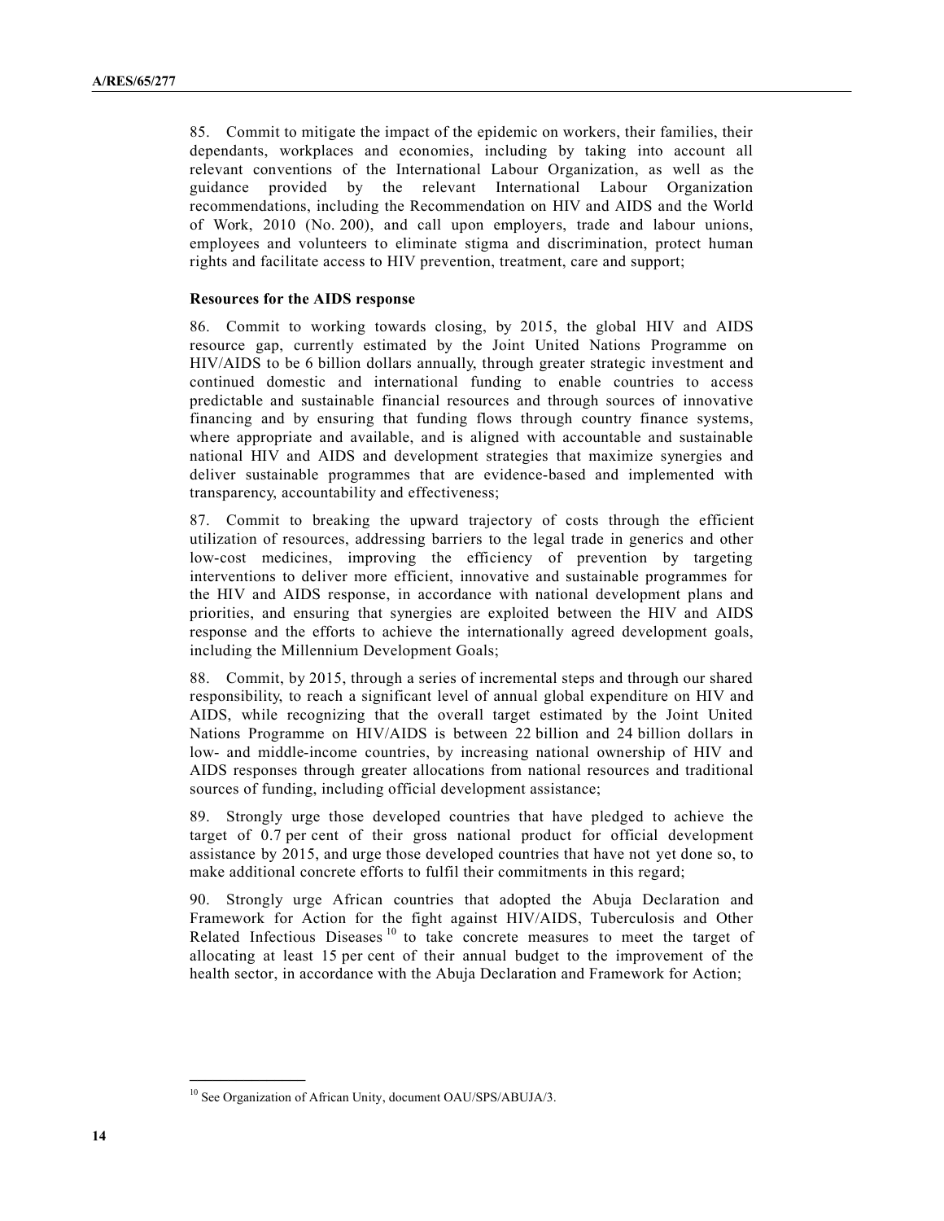85. Commit to mitigate the impact of the epidemic on workers, their families, their dependants, workplaces and economies, including by taking into account all relevant conventions of the International Labour Organization, as well as the guidance provided by the relevant International Labour Organization recommendations, including the Recommendation on HIV and AIDS and the World of Work, 2010 (No. 200), and call upon employers, trade and labour unions, employees and volunteers to eliminate stigma and discrimination, protect human rights and facilitate access to HIV prevention, treatment, care and support;

**Resources for the AIDS response**

86. Commit to working towards closing, by 2015, the global HIV and AIDS resource gap, currently estimated by the Joint United Nations Programme on HIV/AIDS to be 6 billion dollars annually, through greater strategic investment and continued domestic and international funding to enable countries to access predictable and sustainable financial resources and through sources of innovative financing and by ensuring that funding flows through country finance systems, where appropriate and available, and is aligned with accountable and sustainable national HIV and AIDS and development strategies that maximize synergies and deliver sustainable programmes that are evidence-based and implemented with transparency, accountability and effectiveness;

87. Commit to breaking the upward trajectory of costs through the efficient utilization of resources, addressing barriers to the legal trade in generics and other low-cost medicines, improving the efficiency of prevention by targeting interventions to deliver more efficient, innovative and sustainable programmes for the HIV and AIDS response, in accordance with national development plans and priorities, and ensuring that synergies are exploited between the HIV and AIDS response and the efforts to achieve the internationally agreed development goals, including the Millennium Development Goals;

88. Commit, by 2015, through a series of incremental steps and through our shared responsibility, to reach a significant level of annual global expenditure on HIV and AIDS, while recognizing that the overall target estimated by the Joint United Nations Programme on HIV/AIDS is between 22 billion and 24 billion dollars in low- and middle-income countries, by increasing national ownership of HIV and AIDS responses through greater allocations from national resources and traditional sources of funding, including official development assistance;

89. Strongly urge those developed countries that have pledged to achieve the target of 0.7 per cent of their gross national product for official development assistance by 2015, and urge those developed countries that have not yet done so, to make additional concrete efforts to fulfil their commitments in this regard;

90. Strongly urge African countries that adopted the Abuja Declaration and Framework for Action for the fight against HIV/AIDS, Tuberculosis and Other Related Infectious Diseases [10] to take concrete measures to meet the target of allocating at least 15 per cent of their annual budget to the improvement of the health sector, in accordance with the Abuja Declaration and Framework for Action;

---

[10] See Organization of African Unity, document OAU/SPS/ABUJA/3.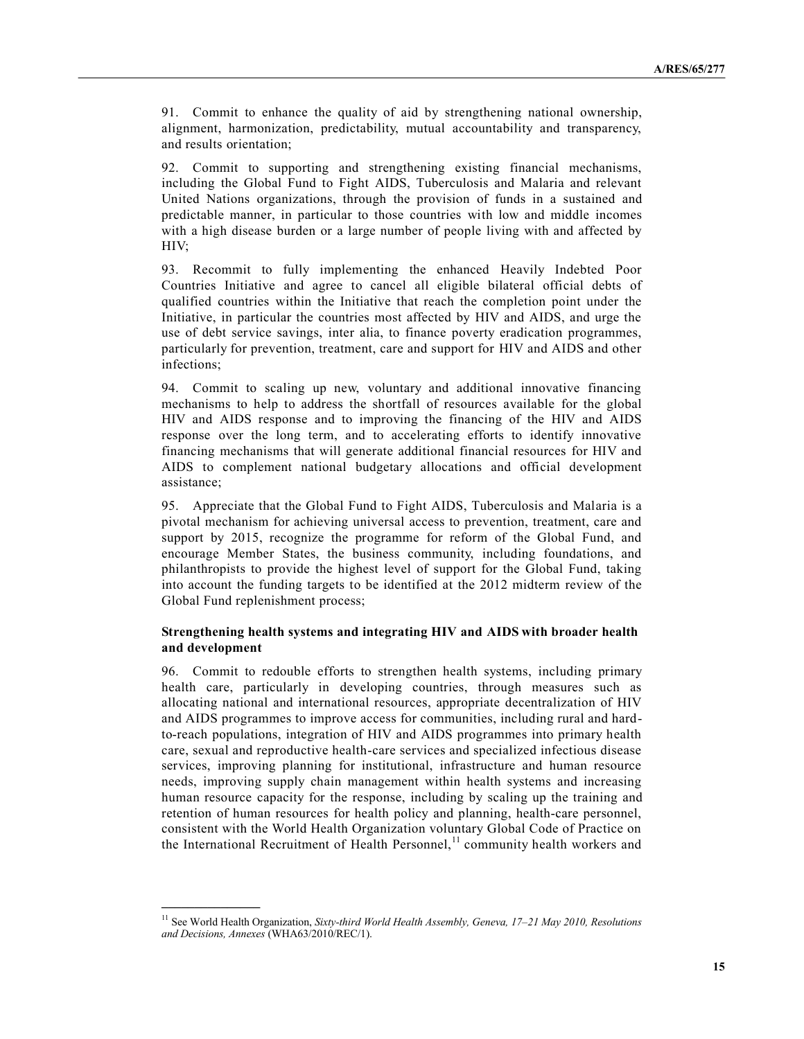91. Commit to enhance the quality of aid by strengthening national ownership, alignment, harmonization, predictability, mutual accountability and transparency, and results orientation;

92. Commit to supporting and strengthening existing financial mechanisms, including the Global Fund to Fight AIDS, Tuberculosis and Malaria and relevant United Nations organizations, through the provision of funds in a sustained and predictable manner, in particular to those countries with low and middle incomes with a high disease burden or a large number of people living with and affected by HIV;

93. Recommit to fully implementing the enhanced Heavily Indebted Poor Countries Initiative and agree to cancel all eligible bilateral official debts of qualified countries within the Initiative that reach the completion point under the Initiative, in particular the countries most affected by HIV and AIDS, and urge the use of debt service savings, inter alia, to finance poverty eradication programmes, particularly for prevention, treatment, care and support for HIV and AIDS and other infections;

94. Commit to scaling up new, voluntary and additional innovative financing mechanisms to help to address the shortfall of resources available for the global HIV and AIDS response and to improving the financing of the HIV and AIDS response over the long term, and to accelerating efforts to identify innovative financing mechanisms that will generate additional financial resources for HIV and AIDS to complement national budgetary allocations and official development assistance;

95. Appreciate that the Global Fund to Fight AIDS, Tuberculosis and Malaria is a pivotal mechanism for achieving universal access to prevention, treatment, care and support by 2015, recognize the programme for reform of the Global Fund, and encourage Member States, the business community, including foundations, and philanthropists to provide the highest level of support for the Global Fund, taking into account the funding targets to be identified at the 2012 midterm review of the Global Fund replenishment process;

**Strengthening health systems and integrating HIV and AIDS with broader health and development**

96. Commit to redouble efforts to strengthen health systems, including primary health care, particularly in developing countries, through measures such as allocating national and international resources, appropriate decentralization of HIV and AIDS programmes to improve access for communities, including rural and hard-to-reach populations, integration of HIV and AIDS programmes into primary health care, sexual and reproductive health-care services and specialized infectious disease services, improving planning for institutional, infrastructure and human resource needs, improving supply chain management within health systems and increasing human resource capacity for the response, including by scaling up the training and retention of human resources for health policy and planning, health-care personnel, consistent with the World Health Organization voluntary Global Code of Practice on the International Recruitment of Health Personnel,[11] community health workers and

---

[11] See World Health Organization, *Sixty-third World Health Assembly, Geneva, 17–21 May 2010, Resolutions and Decisions, Annexes* (WHA63/2010/REC/1).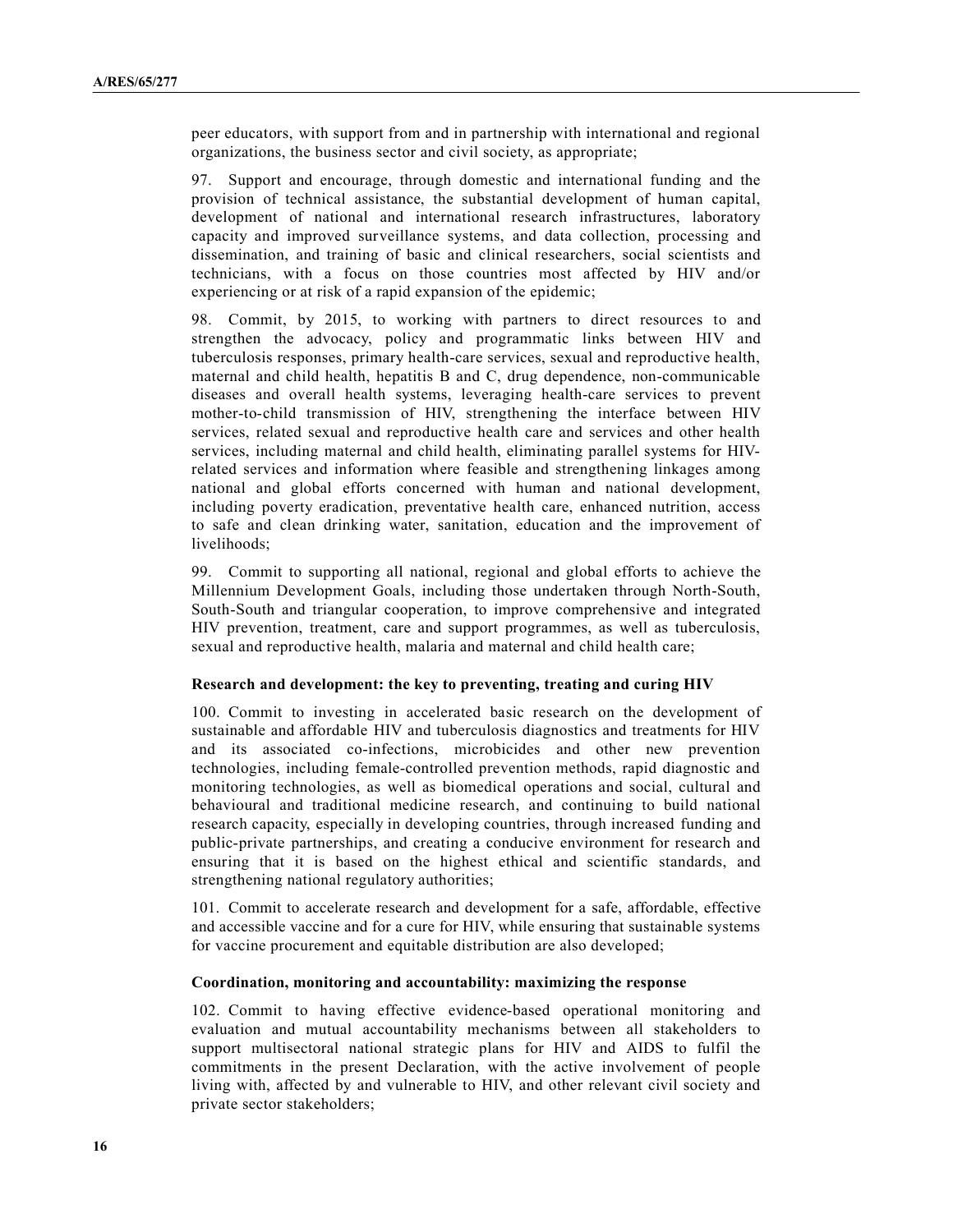peer educators, with support from and in partnership with international and regional organizations, the business sector and civil society, as appropriate;

97. Support and encourage, through domestic and international funding and the provision of technical assistance, the substantial development of human capital, development of national and international research infrastructures, laboratory capacity and improved surveillance systems, and data collection, processing and dissemination, and training of basic and clinical researchers, social scientists and technicians, with a focus on those countries most affected by HIV and/or experiencing or at risk of a rapid expansion of the epidemic;

98. Commit, by 2015, to working with partners to direct resources to and strengthen the advocacy, policy and programmatic links between HIV and tuberculosis responses, primary health-care services, sexual and reproductive health, maternal and child health, hepatitis B and C, drug dependence, non-communicable diseases and overall health systems, leveraging health-care services to prevent mother-to-child transmission of HIV, strengthening the interface between HIV services, related sexual and reproductive health care and services and other health services, including maternal and child health, eliminating parallel systems for HIV-related services and information where feasible and strengthening linkages among national and global efforts concerned with human and national development, including poverty eradication, preventative health care, enhanced nutrition, access to safe and clean drinking water, sanitation, education and the improvement of livelihoods;

99. Commit to supporting all national, regional and global efforts to achieve the Millennium Development Goals, including those undertaken through North-South, South-South and triangular cooperation, to improve comprehensive and integrated HIV prevention, treatment, care and support programmes, as well as tuberculosis, sexual and reproductive health, malaria and maternal and child health care;

### Research and development: the key to preventing, treating and curing HIV

100. Commit to investing in accelerated basic research on the development of sustainable and affordable HIV and tuberculosis diagnostics and treatments for HIV and its associated co-infections, microbicides and other new prevention technologies, including female-controlled prevention methods, rapid diagnostic and monitoring technologies, as well as biomedical operations and social, cultural and behavioural and traditional medicine research, and continuing to build national research capacity, especially in developing countries, through increased funding and public-private partnerships, and creating a conducive environment for research and ensuring that it is based on the highest ethical and scientific standards, and strengthening national regulatory authorities;

101. Commit to accelerate research and development for a safe, affordable, effective and accessible vaccine and for a cure for HIV, while ensuring that sustainable systems for vaccine procurement and equitable distribution are also developed;

### Coordination, monitoring and accountability: maximizing the response

102. Commit to having effective evidence-based operational monitoring and evaluation and mutual accountability mechanisms between all stakeholders to support multisectoral national strategic plans for HIV and AIDS to fulfil the commitments in the present Declaration, with the active involvement of people living with, affected by and vulnerable to HIV, and other relevant civil society and private sector stakeholders;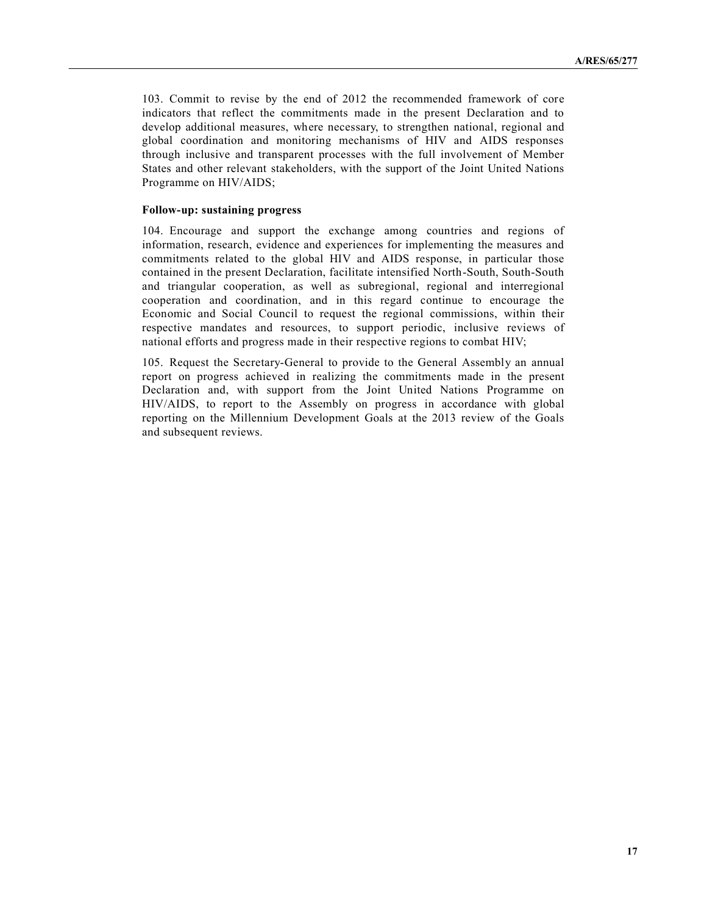103. Commit to revise by the end of 2012 the recommended framework of core indicators that reflect the commitments made in the present Declaration and to develop additional measures, where necessary, to strengthen national, regional and global coordination and monitoring mechanisms of HIV and AIDS responses through inclusive and transparent processes with the full involvement of Member States and other relevant stakeholders, with the support of the Joint United Nations Programme on HIV/AIDS;

**Follow-up: sustaining progress**

104. Encourage and support the exchange among countries and regions of information, research, evidence and experiences for implementing the measures and commitments related to the global HIV and AIDS response, in particular those contained in the present Declaration, facilitate intensified North-South, South-South and triangular cooperation, as well as subregional, regional and interregional cooperation and coordination, and in this regard continue to encourage the Economic and Social Council to request the regional commissions, within their respective mandates and resources, to support periodic, inclusive reviews of national efforts and progress made in their respective regions to combat HIV;

105. Request the Secretary-General to provide to the General Assembly an annual report on progress achieved in realizing the commitments made in the present Declaration and, with support from the Joint United Nations Programme on HIV/AIDS, to report to the Assembly on progress in accordance with global reporting on the Millennium Development Goals at the 2013 review of the Goals and subsequent reviews.